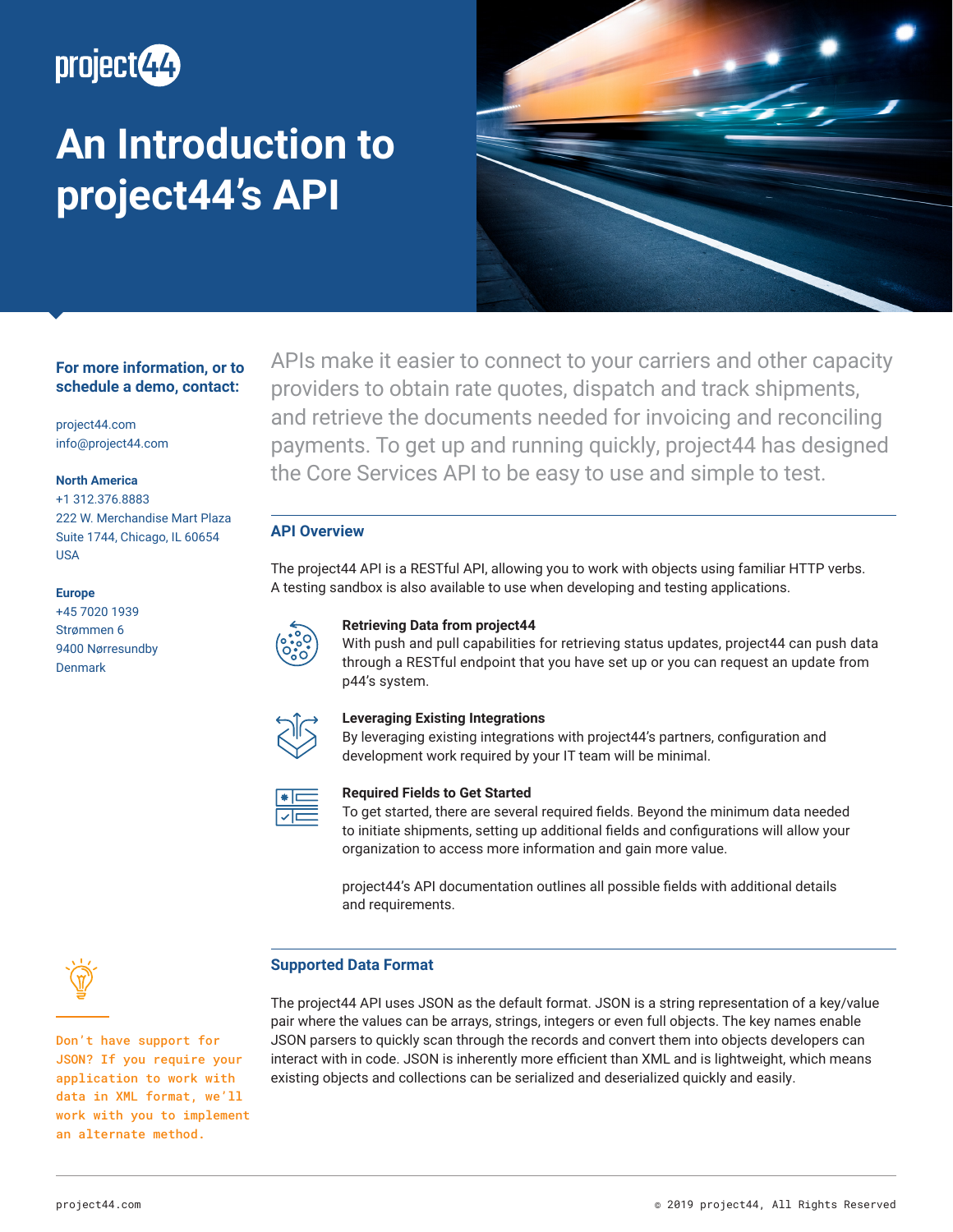project44

# An Introduction to project44's API

**For more information, or to schedule a demo, contact:**

project44.com
info@project44.com

**North America**
+1 312.376.8883
222 W. Merchandise Mart Plaza
Suite 1744, Chicago, IL 60654
USA

**Europe**
+45 7020 1939
Strømmen 6
9400 Nørresundby
Denmark

APIs make it easier to connect to your carriers and other capacity providers to obtain rate quotes, dispatch and track shipments, and retrieve the documents needed for invoicing and reconciling payments. To get up and running quickly, project44 has designed the Core Services API to be easy to use and simple to test.

## API Overview

The project44 API is a RESTful API, allowing you to work with objects using familiar HTTP verbs. A testing sandbox is also available to use when developing and testing applications.

**Retrieving Data from project44**
With push and pull capabilities for retrieving status updates, project44 can push data through a RESTful endpoint that you have set up or you can request an update from p44's system.

**Leveraging Existing Integrations**
By leveraging existing integrations with project44's partners, configuration and development work required by your IT team will be minimal.

**Required Fields to Get Started**
To get started, there are several required fields. Beyond the minimum data needed to initiate shipments, setting up additional fields and configurations will allow your organization to access more information and gain more value.

project44's API documentation outlines all possible fields with additional details and requirements.

## Supported Data Format

The project44 API uses JSON as the default format. JSON is a string representation of a key/value pair where the values can be arrays, strings, integers or even full objects. The key names enable JSON parsers to quickly scan through the records and convert them into objects developers can interact with in code. JSON is inherently more efficient than XML and is lightweight, which means existing objects and collections can be serialized and deserialized quickly and easily.

Don't have support for JSON? If you require your application to work with data in XML format, we'll work with you to implement an alternate method.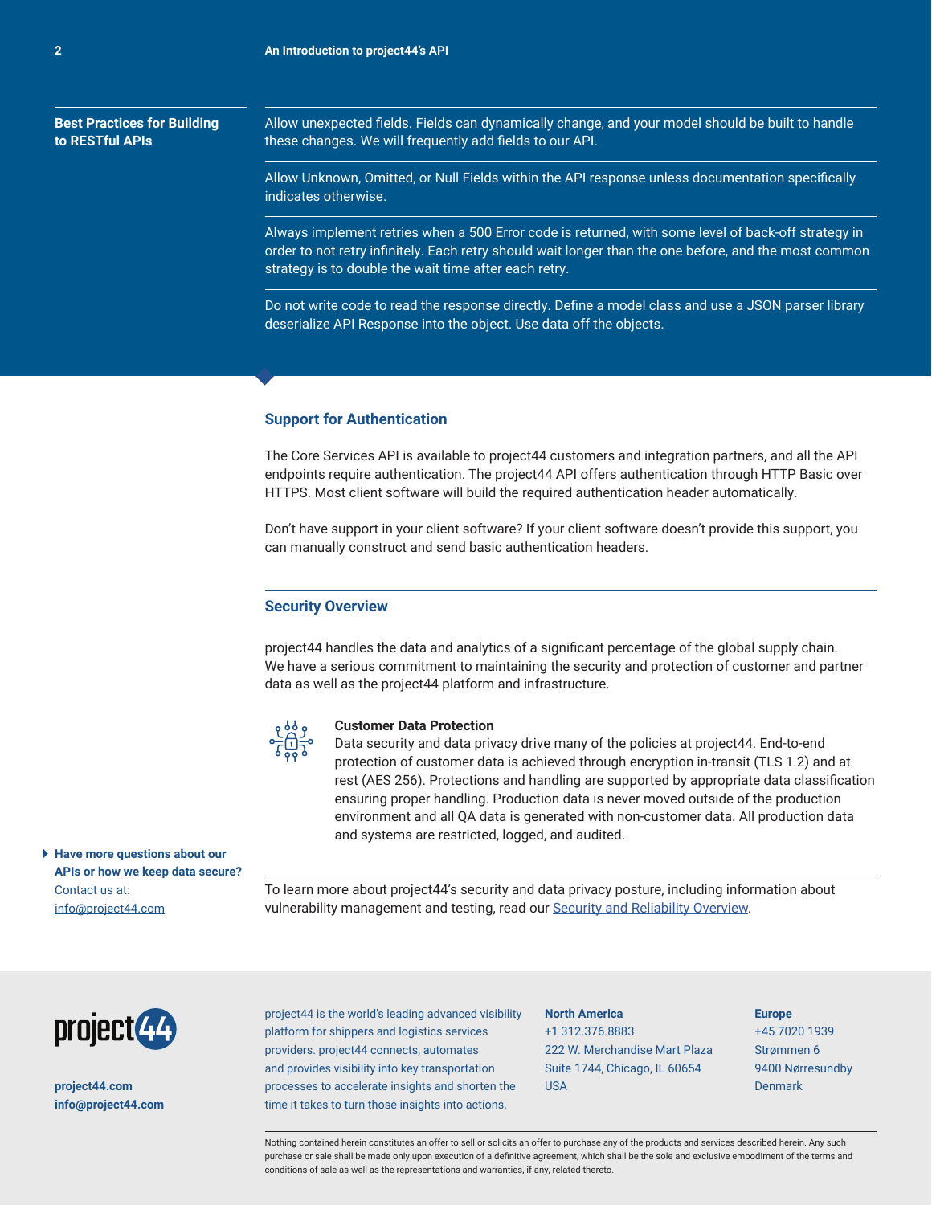## Best Practices for Building to RESTful APIs

Allow unexpected fields. Fields can dynamically change, and your model should be built to handle these changes. We will frequently add fields to our API.

Allow Unknown, Omitted, or Null Fields within the API response unless documentation specifically indicates otherwise.

Always implement retries when a 500 Error code is returned, with some level of back-off strategy in order to not retry infinitely. Each retry should wait longer than the one before, and the most common strategy is to double the wait time after each retry.

Do not write code to read the response directly. Define a model class and use a JSON parser library deserialize API Response into the object. Use data off the objects.

## Support for Authentication

The Core Services API is available to project44 customers and integration partners, and all the API endpoints require authentication. The project44 API offers authentication through HTTP Basic over HTTPS. Most client software will build the required authentication header automatically.

Don't have support in your client software? If your client software doesn't provide this support, you can manually construct and send basic authentication headers.

## Security Overview

project44 handles the data and analytics of a significant percentage of the global supply chain. We have a serious commitment to maintaining the security and protection of customer and partner data as well as the project44 platform and infrastructure.

**Customer Data Protection**
Data security and data privacy drive many of the policies at project44. End-to-end protection of customer data is achieved through encryption in-transit (TLS 1.2) and at rest (AES 256). Protections and handling are supported by appropriate data classification ensuring proper handling. Production data is never moved outside of the production environment and all QA data is generated with non-customer data. All production data and systems are restricted, logged, and audited.

**Have more questions about our APIs or how we keep data secure?** Contact us at: info@project44.com

To learn more about project44's security and data privacy posture, including information about vulnerability management and testing, read our Security and Reliability Overview.

project44

**project44.com**
**info@project44.com**

project44 is the world's leading advanced visibility platform for shippers and logistics services providers. project44 connects, automates and provides visibility into key transportation processes to accelerate insights and shorten the time it takes to turn those insights into actions.

**North America**
+1 312.376.8883
222 W. Merchandise Mart Plaza
Suite 1744, Chicago, IL 60654
USA

**Europe**
+45 7020 1939
Strømmen 6
9400 Nørresundby
Denmark

Nothing contained herein constitutes an offer to sell or solicits an offer to purchase any of the products and services described herein. Any such purchase or sale shall be made only upon execution of a definitive agreement, which shall be the sole and exclusive embodiment of the terms and conditions of sale as well as the representations and warranties, if any, related thereto.